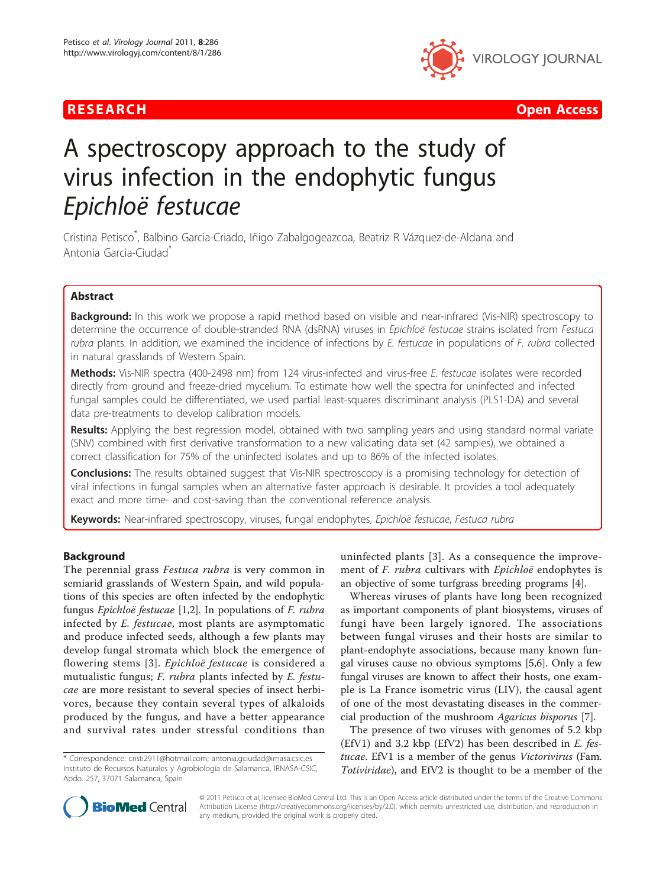RESEARCH **Open Access**

# A spectroscopy approach to the study of virus infection in the endophytic fungus *Epichloë festucae*

Cristina Petisco*, Balbino Garcia-Criado, Iñigo Zabalgogeazcoa, Beatriz R Vázquez-de-Aldana and Antonia Garcia-Ciudad*

## Abstract

**Background:** In this work we propose a rapid method based on visible and near-infrared (Vis-NIR) spectroscopy to determine the occurrence of double-stranded RNA (dsRNA) viruses in *Epichloë festucae* strains isolated from *Festuca rubra* plants. In addition, we examined the incidence of infections by *E. festucae* in populations of *F. rubra* collected in natural grasslands of Western Spain.

**Methods:** Vis-NIR spectra (400-2498 nm) from 124 virus-infected and virus-free *E. festucae* isolates were recorded directly from ground and freeze-dried mycelium. To estimate how well the spectra for uninfected and infected fungal samples could be differentiated, we used partial least-squares discriminant analysis (PLS1-DA) and several data pre-treatments to develop calibration models.

**Results:** Applying the best regression model, obtained with two sampling years and using standard normal variate (SNV) combined with first derivative transformation to a new validating data set (42 samples), we obtained a correct classification for 75% of the uninfected isolates and up to 86% of the infected isolates.

**Conclusions:** The results obtained suggest that Vis-NIR spectroscopy is a promising technology for detection of viral infections in fungal samples when an alternative faster approach is desirable. It provides a tool adequately exact and more time- and cost-saving than the conventional reference analysis.

**Keywords:** Near-infrared spectroscopy, viruses, fungal endophytes, *Epichloë festucae*, *Festuca rubra*

## Background

The perennial grass *Festuca rubra* is very common in semiarid grasslands of Western Spain, and wild populations of this species are often infected by the endophytic fungus *Epichloë festucae* [1,2]. In populations of *F. rubra* infected by *E. festucae*, most plants are asymptomatic and produce infected seeds, although a few plants may develop fungal stromata which block the emergence of flowering stems [3]. *Epichloë festucae* is considered a mutualistic fungus; *F. rubra* plants infected by *E. festucae* are more resistant to several species of insect herbivores, because they contain several types of alkaloids produced by the fungus, and have a better appearance and survival rates under stressful conditions than uninfected plants [3]. As a consequence the improvement of *F. rubra* cultivars with *Epichloë* endophytes is an objective of some turfgrass breeding programs [4].

Whereas viruses of plants have long been recognized as important components of plant biosystems, viruses of fungi have been largely ignored. The associations between fungal viruses and their hosts are similar to plant-endophyte associations, because many known fungal viruses cause no obvious symptoms [5,6]. Only a few fungal viruses are known to affect their hosts, one example is La France isometric virus (LIV), the causal agent of one of the most devastating diseases in the commercial production of the mushroom *Agaricus bisporus* [7].

The presence of two viruses with genomes of 5.2 kbp (EfV1) and 3.2 kbp (EfV2) has been described in *E. festucae*. EfV1 is a member of the genus *Victorivirus* (Fam. *Totiviridae*), and EfV2 is thought to be a member of the

\* Correspondence: cristi2911@hotmail.com; antonia.gciudad@irnasa.csic.es
Instituto de Recursos Naturales y Agrobiología de Salamanca, IRNASA-CSIC, Apdo. 257, 37071 Salamanca, Spain

© 2011 Petisco et al; licensee BioMed Central Ltd. This is an Open Access article distributed under the terms of the Creative Commons Attribution License (http://creativecommons.org/licenses/by/2.0), which permits unrestricted use, distribution, and reproduction in any medium, provided the original work is properly cited.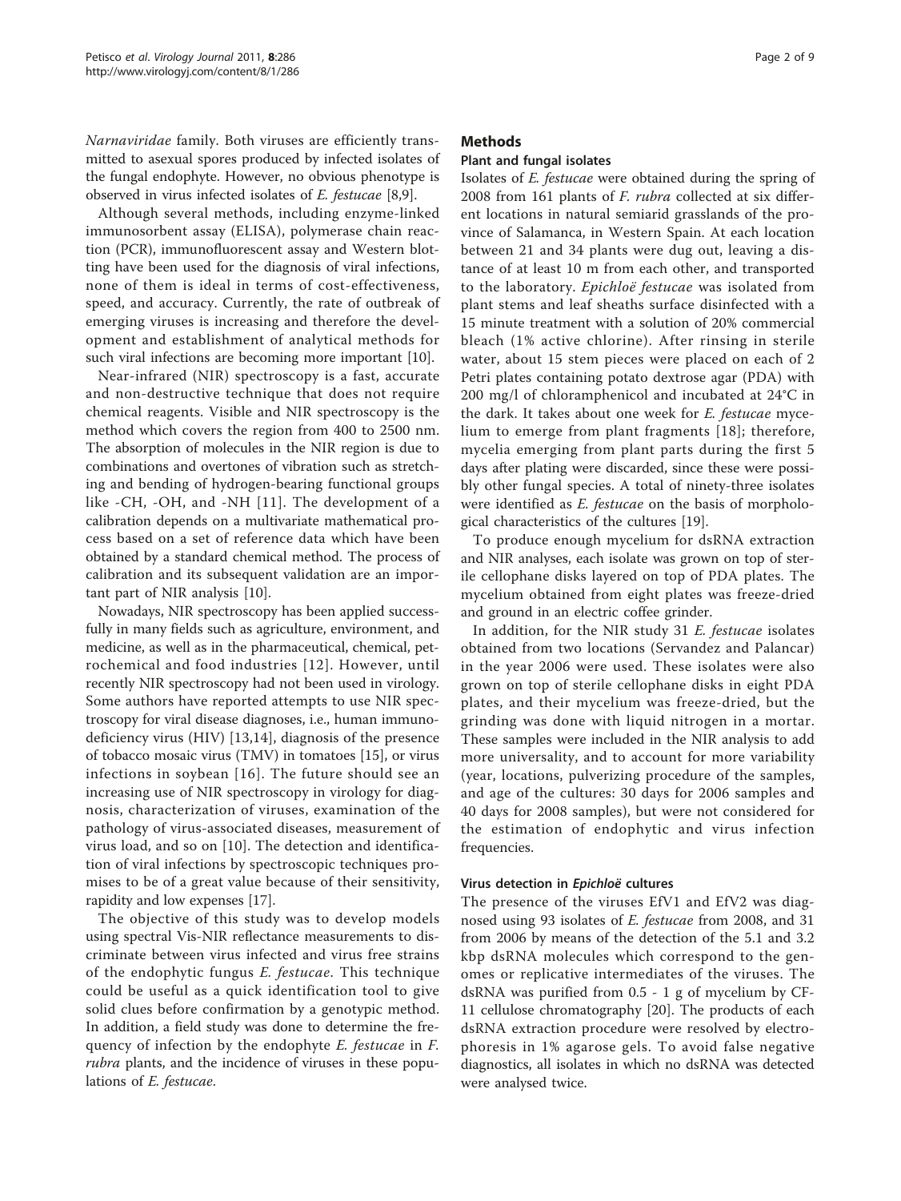*Narnaviridae* family. Both viruses are efficiently transmitted to asexual spores produced by infected isolates of the fungal endophyte. However, no obvious phenotype is observed in virus infected isolates of *E. festucae* [8,9].

Although several methods, including enzyme-linked immunosorbent assay (ELISA), polymerase chain reaction (PCR), immunofluorescent assay and Western blotting have been used for the diagnosis of viral infections, none of them is ideal in terms of cost-effectiveness, speed, and accuracy. Currently, the rate of outbreak of emerging viruses is increasing and therefore the development and establishment of analytical methods for such viral infections are becoming more important [10].

Near-infrared (NIR) spectroscopy is a fast, accurate and non-destructive technique that does not require chemical reagents. Visible and NIR spectroscopy is the method which covers the region from 400 to 2500 nm. The absorption of molecules in the NIR region is due to combinations and overtones of vibration such as stretching and bending of hydrogen-bearing functional groups like -CH, -OH, and -NH [11]. The development of a calibration depends on a multivariate mathematical process based on a set of reference data which have been obtained by a standard chemical method. The process of calibration and its subsequent validation are an important part of NIR analysis [10].

Nowadays, NIR spectroscopy has been applied successfully in many fields such as agriculture, environment, and medicine, as well as in the pharmaceutical, chemical, petrochemical and food industries [12]. However, until recently NIR spectroscopy had not been used in virology. Some authors have reported attempts to use NIR spectroscopy for viral disease diagnoses, i.e., human immunodeficiency virus (HIV) [13,14], diagnosis of the presence of tobacco mosaic virus (TMV) in tomatoes [15], or virus infections in soybean [16]. The future should see an increasing use of NIR spectroscopy in virology for diagnosis, characterization of viruses, examination of the pathology of virus-associated diseases, measurement of virus load, and so on [10]. The detection and identification of viral infections by spectroscopic techniques promises to be of a great value because of their sensitivity, rapidity and low expenses [17].

The objective of this study was to develop models using spectral Vis-NIR reflectance measurements to discriminate between virus infected and virus free strains of the endophytic fungus *E. festucae*. This technique could be useful as a quick identification tool to give solid clues before confirmation by a genotypic method. In addition, a field study was done to determine the frequency of infection by the endophyte *E. festucae* in *F. rubra* plants, and the incidence of viruses in these populations of *E. festucae*.

## Methods

### Plant and fungal isolates

Isolates of *E. festucae* were obtained during the spring of 2008 from 161 plants of *F. rubra* collected at six different locations in natural semiarid grasslands of the province of Salamanca, in Western Spain. At each location between 21 and 34 plants were dug out, leaving a distance of at least 10 m from each other, and transported to the laboratory. *Epichloë festucae* was isolated from plant stems and leaf sheaths surface disinfected with a 15 minute treatment with a solution of 20% commercial bleach (1% active chlorine). After rinsing in sterile water, about 15 stem pieces were placed on each of 2 Petri plates containing potato dextrose agar (PDA) with 200 mg/l of chloramphenicol and incubated at 24°C in the dark. It takes about one week for *E. festucae* mycelium to emerge from plant fragments [18]; therefore, mycelia emerging from plant parts during the first 5 days after plating were discarded, since these were possibly other fungal species. A total of ninety-three isolates were identified as *E. festucae* on the basis of morphological characteristics of the cultures [19].

To produce enough mycelium for dsRNA extraction and NIR analyses, each isolate was grown on top of sterile cellophane disks layered on top of PDA plates. The mycelium obtained from eight plates was freeze-dried and ground in an electric coffee grinder.

In addition, for the NIR study 31 *E. festucae* isolates obtained from two locations (Servandez and Palancar) in the year 2006 were used. These isolates were also grown on top of sterile cellophane disks in eight PDA plates, and their mycelium was freeze-dried, but the grinding was done with liquid nitrogen in a mortar. These samples were included in the NIR analysis to add more universality, and to account for more variability (year, locations, pulverizing procedure of the samples, and age of the cultures: 30 days for 2006 samples and 40 days for 2008 samples), but were not considered for the estimation of endophytic and virus infection frequencies.

### Virus detection in *Epichloë* cultures

The presence of the viruses EfV1 and EfV2 was diagnosed using 93 isolates of *E. festucae* from 2008, and 31 from 2006 by means of the detection of the 5.1 and 3.2 kbp dsRNA molecules which correspond to the genomes or replicative intermediates of the viruses. The dsRNA was purified from 0.5 - 1 g of mycelium by CF-11 cellulose chromatography [20]. The products of each dsRNA extraction procedure were resolved by electrophoresis in 1% agarose gels. To avoid false negative diagnostics, all isolates in which no dsRNA was detected were analysed twice.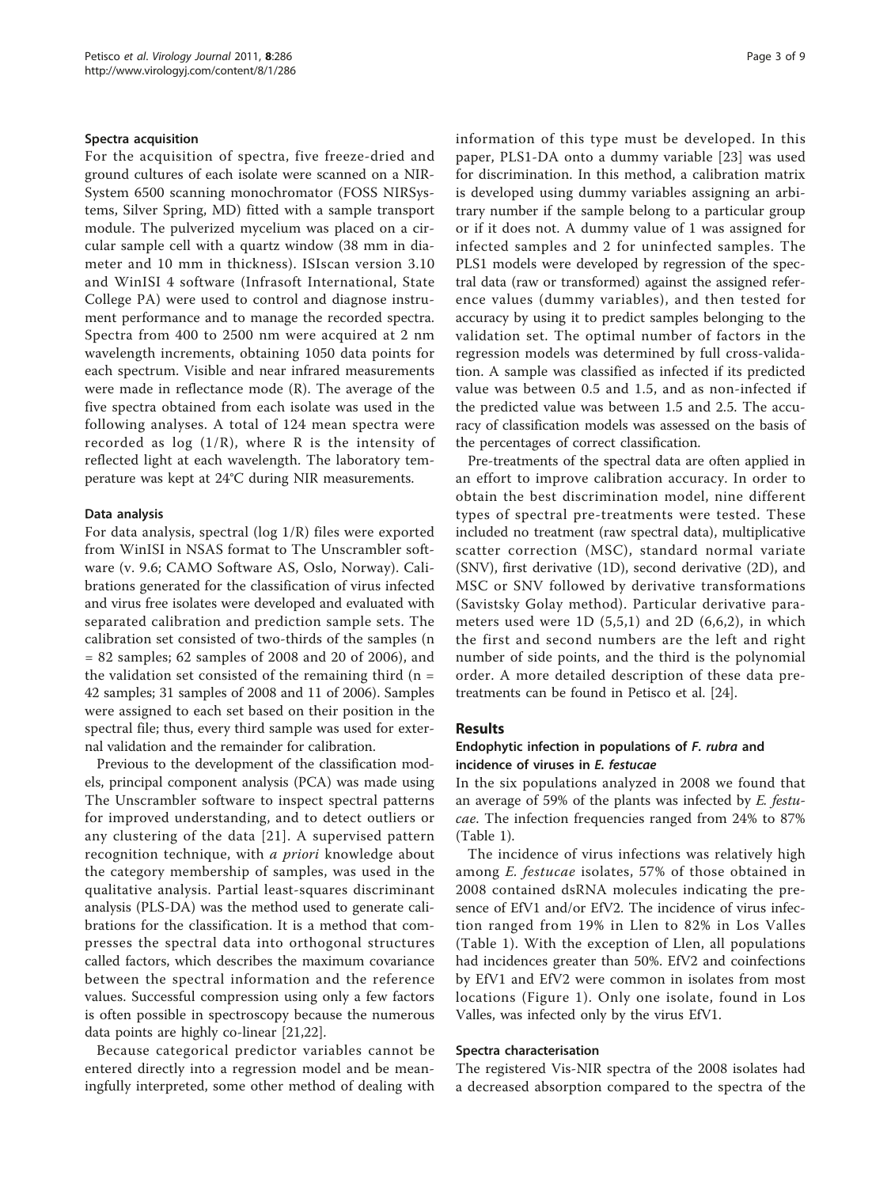#### Spectra acquisition

For the acquisition of spectra, five freeze-dried and ground cultures of each isolate were scanned on a NIR-System 6500 scanning monochromator (FOSS NIRSystems, Silver Spring, MD) fitted with a sample transport module. The pulverized mycelium was placed on a circular sample cell with a quartz window (38 mm in diameter and 10 mm in thickness). ISIscan version 3.10 and WinISI 4 software (Infrasoft International, State College PA) were used to control and diagnose instrument performance and to manage the recorded spectra. Spectra from 400 to 2500 nm were acquired at 2 nm wavelength increments, obtaining 1050 data points for each spectrum. Visible and near infrared measurements were made in reflectance mode (R). The average of the five spectra obtained from each isolate was used in the following analyses. A total of 124 mean spectra were recorded as log (1/R), where R is the intensity of reflected light at each wavelength. The laboratory temperature was kept at 24°C during NIR measurements.

#### Data analysis

For data analysis, spectral (log 1/R) files were exported from WinISI in NSAS format to The Unscrambler software (v. 9.6; CAMO Software AS, Oslo, Norway). Calibrations generated for the classification of virus infected and virus free isolates were developed and evaluated with separated calibration and prediction sample sets. The calibration set consisted of two-thirds of the samples (n = 82 samples; 62 samples of 2008 and 20 of 2006), and the validation set consisted of the remaining third (n = 42 samples; 31 samples of 2008 and 11 of 2006). Samples were assigned to each set based on their position in the spectral file; thus, every third sample was used for external validation and the remainder for calibration.

Previous to the development of the classification models, principal component analysis (PCA) was made using The Unscrambler software to inspect spectral patterns for improved understanding, and to detect outliers or any clustering of the data [21]. A supervised pattern recognition technique, with *a priori* knowledge about the category membership of samples, was used in the qualitative analysis. Partial least-squares discriminant analysis (PLS-DA) was the method used to generate calibrations for the classification. It is a method that compresses the spectral data into orthogonal structures called factors, which describes the maximum covariance between the spectral information and the reference values. Successful compression using only a few factors is often possible in spectroscopy because the numerous data points are highly co-linear [21,22].

Because categorical predictor variables cannot be entered directly into a regression model and be meaningfully interpreted, some other method of dealing with information of this type must be developed. In this paper, PLS1-DA onto a dummy variable [23] was used for discrimination. In this method, a calibration matrix is developed using dummy variables assigning an arbitrary number if the sample belong to a particular group or if it does not. A dummy value of 1 was assigned for infected samples and 2 for uninfected samples. The PLS1 models were developed by regression of the spectral data (raw or transformed) against the assigned reference values (dummy variables), and then tested for accuracy by using it to predict samples belonging to the validation set. The optimal number of factors in the regression models was determined by full cross-validation. A sample was classified as infected if its predicted value was between 0.5 and 1.5, and as non-infected if the predicted value was between 1.5 and 2.5. The accuracy of classification models was assessed on the basis of the percentages of correct classification.

Pre-treatments of the spectral data are often applied in an effort to improve calibration accuracy. In order to obtain the best discrimination model, nine different types of spectral pre-treatments were tested. These included no treatment (raw spectral data), multiplicative scatter correction (MSC), standard normal variate (SNV), first derivative (1D), second derivative (2D), and MSC or SNV followed by derivative transformations (Savistsky Golay method). Particular derivative parameters used were 1D (5,5,1) and 2D (6,6,2), in which the first and second numbers are the left and right number of side points, and the third is the polynomial order. A more detailed description of these data pretreatments can be found in Petisco et al. [24].

## Results

#### Endophytic infection in populations of *F. rubra* and incidence of viruses in *E. festucae*

In the six populations analyzed in 2008 we found that an average of 59% of the plants was infected by *E. festucae*. The infection frequencies ranged from 24% to 87% (Table 1).

The incidence of virus infections was relatively high among *E. festucae* isolates, 57% of those obtained in 2008 contained dsRNA molecules indicating the presence of EfV1 and/or EfV2. The incidence of virus infection ranged from 19% in Llen to 82% in Los Valles (Table 1). With the exception of Llen, all populations had incidences greater than 50%. EfV2 and coinfections by EfV1 and EfV2 were common in isolates from most locations (Figure 1). Only one isolate, found in Los Valles, was infected only by the virus EfV1.

#### Spectra characterisation

The registered Vis-NIR spectra of the 2008 isolates had a decreased absorption compared to the spectra of the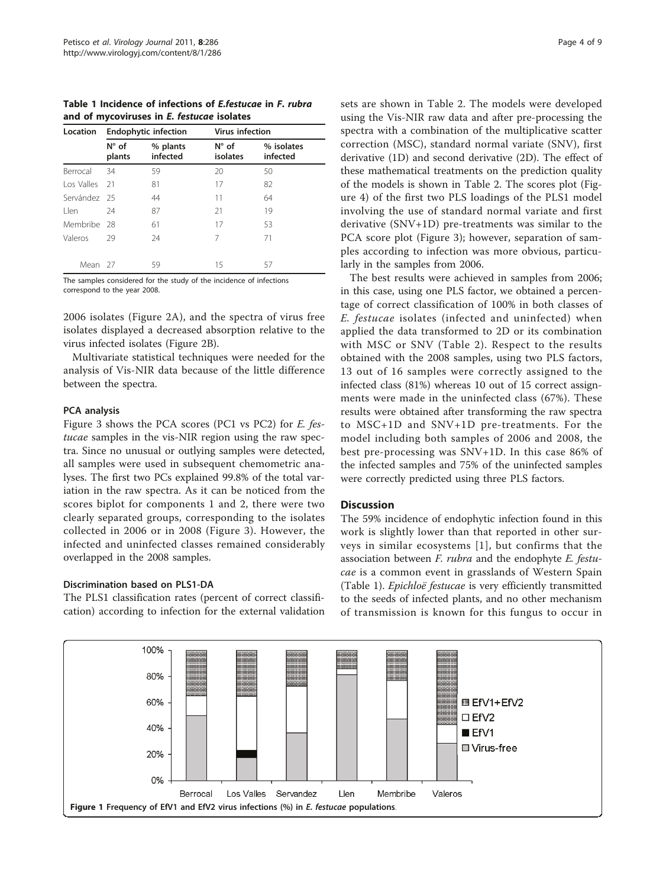**Table 1 Incidence of infections of *E.festucae* in *F. rubra* and of mycoviruses in *E. festucae* isolates**

| Location | Endophytic infection | | Virus infection | |
|---|---|---|---|---|
| | N° of plants | % plants infected | N° of isolates | % isolates infected |
| Berrocal | 34 | 59 | 20 | 50 |
| Los Valles | 21 | 81 | 17 | 82 |
| Servández | 25 | 44 | 11 | 64 |
| Llen | 24 | 87 | 21 | 19 |
| Membribe | 28 | 61 | 17 | 53 |
| Valeros | 29 | 24 | 7 | 71 |
| Mean | 27 | 59 | 15 | 57 |

The samples considered for the study of the incidence of infections correspond to the year 2008.

2006 isolates (Figure 2A), and the spectra of virus free isolates displayed a decreased absorption relative to the virus infected isolates (Figure 2B).

Multivariate statistical techniques were needed for the analysis of Vis-NIR data because of the little difference between the spectra.

### PCA analysis

Figure 3 shows the PCA scores (PC1 vs PC2) for *E. festucae* samples in the vis-NIR region using the raw spectra. Since no unusual or outlying samples were detected, all samples were used in subsequent chemometric analyses. The first two PCs explained 99.8% of the total variation in the raw spectra. As it can be noticed from the scores biplot for components 1 and 2, there were two clearly separated groups, corresponding to the isolates collected in 2006 or in 2008 (Figure 3). However, the infected and uninfected classes remained considerably overlapped in the 2008 samples.

### Discrimination based on PLS1-DA

The PLS1 classification rates (percent of correct classification) according to infection for the external validation sets are shown in Table 2. The models were developed using the Vis-NIR raw data and after pre-processing the spectra with a combination of the multiplicative scatter correction (MSC), standard normal variate (SNV), first derivative (1D) and second derivative (2D). The effect of these mathematical treatments on the prediction quality of the models is shown in Table 2. The scores plot (Figure 4) of the first two PLS loadings of the PLS1 model involving the use of standard normal variate and first derivative (SNV+1D) pre-treatments was similar to the PCA score plot (Figure 3); however, separation of samples according to infection was more obvious, particularly in the samples from 2006.

The best results were achieved in samples from 2006; in this case, using one PLS factor, we obtained a percentage of correct classification of 100% in both classes of *E. festucae* isolates (infected and uninfected) when applied the data transformed to 2D or its combination with MSC or SNV (Table 2). Respect to the results obtained with the 2008 samples, using two PLS factors, 13 out of 16 samples were correctly assigned to the infected class (81%) whereas 10 out of 15 correct assignments were made in the uninfected class (67%). These results were obtained after transforming the raw spectra to MSC+1D and SNV+1D pre-treatments. For the model including both samples of 2006 and 2008, the best pre-processing was SNV+1D. In this case 86% of the infected samples and 75% of the uninfected samples were correctly predicted using three PLS factors.

## Discussion

The 59% incidence of endophytic infection found in this work is slightly lower than that reported in other surveys in similar ecosystems [1], but confirms that the association between *F. rubra* and the endophyte *E. festucae* is a common event in grasslands of Western Spain (Table 1). *Epichloë festucae* is very efficiently transmitted to the seeds of infected plants, and no other mechanism of transmission is known for this fungus to occur in

**Figure 1 Frequency of EfV1 and EfV2 virus infections (%) in *E. festucae* populations.**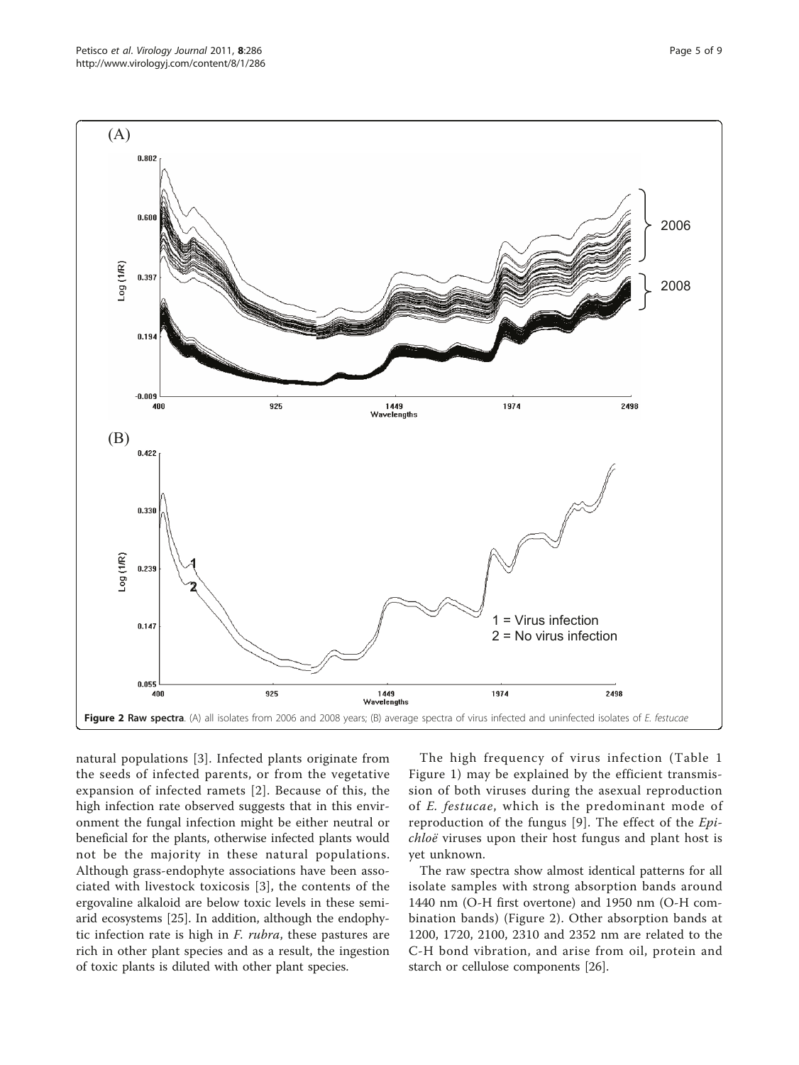Figure 2 Raw spectra. (A) all isolates from 2006 and 2008 years; (B) average spectra of virus infected and uninfected isolates of *E. festucae*

natural populations [3]. Infected plants originate from the seeds of infected parents, or from the vegetative expansion of infected ramets [2]. Because of this, the high infection rate observed suggests that in this environment the fungal infection might be either neutral or beneficial for the plants, otherwise infected plants would not be the majority in these natural populations. Although grass-endophyte associations have been associated with livestock toxicosis [3], the contents of the ergovaline alkaloid are below toxic levels in these semiarid ecosystems [25]. In addition, although the endophytic infection rate is high in *F. rubra*, these pastures are rich in other plant species and as a result, the ingestion of toxic plants is diluted with other plant species.

The high frequency of virus infection (Table 1 Figure 1) may be explained by the efficient transmission of both viruses during the asexual reproduction of *E. festucae*, which is the predominant mode of reproduction of the fungus [9]. The effect of the *Epichloë* viruses upon their host fungus and plant host is yet unknown.

The raw spectra show almost identical patterns for all isolate samples with strong absorption bands around 1440 nm (O-H first overtone) and 1950 nm (O-H combination bands) (Figure 2). Other absorption bands at 1200, 1720, 2100, 2310 and 2352 nm are related to the C-H bond vibration, and arise from oil, protein and starch or cellulose components [26].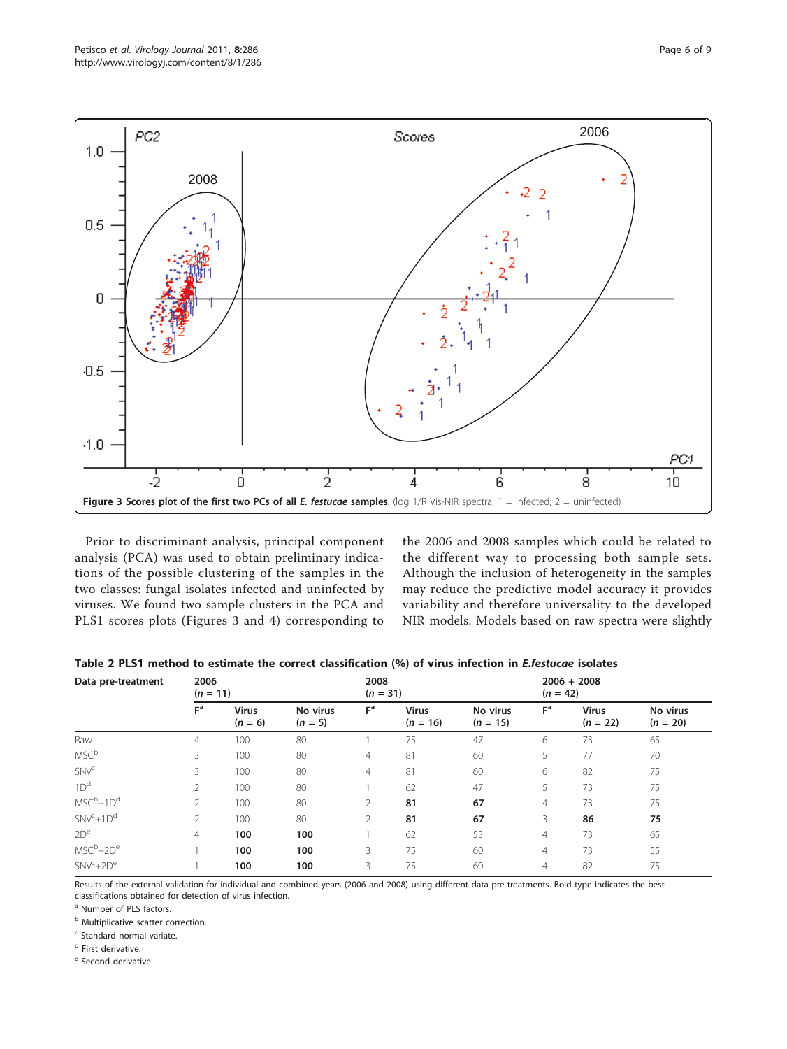**Figure 3 Scores plot of the first two PCs of all *E. festucae* samples**. (log 1/R Vis-NIR spectra; 1 = infected; 2 = uninfected)

Prior to discriminant analysis, principal component analysis (PCA) was used to obtain preliminary indications of the possible clustering of the samples in the two classes: fungal isolates infected and uninfected by viruses. We found two sample clusters in the PCA and PLS1 scores plots (Figures 3 and 4) corresponding to the 2006 and 2008 samples which could be related to the different way to processing both sample sets. Although the inclusion of heterogeneity in the samples may reduce the predictive model accuracy it provides variability and therefore universality to the developed NIR models. Models based on raw spectra were slightly

**Table 2 PLS1 method to estimate the correct classification (%) of virus infection in *E.festucae* isolates**

| Data pre-treatment | 2006 (n = 11) | | | 2008 (n = 31) | | | 2006 + 2008 (n = 42) | | |
|---|---|---|---|---|---|---|---|---|---|
| | F[a] | Virus (n = 6) | No virus (n = 5) | F[a] | Virus (n = 16) | No virus (n = 15) | F[a] | Virus (n = 22) | No virus (n = 20) |
| Raw | 4 | 100 | 80 | 1 | 75 | 47 | 6 | 73 | 65 |
| MSC[b] | 3 | 100 | 80 | 4 | 81 | 60 | 5 | 77 | 70 |
| SNV[c] | 3 | 100 | 80 | 4 | 81 | 60 | 6 | 82 | 75 |
| 1D[d] | 2 | 100 | 80 | 1 | 62 | 47 | 5 | 73 | 75 |
| MSC[b]+1D[d] | 2 | 100 | 80 | 2 | **81** | **67** | 4 | 73 | 75 |
| SNV[c]+1D[d] | 2 | 100 | 80 | 2 | **81** | **67** | 3 | **86** | **75** |
| 2D[e] | 4 | **100** | **100** | 1 | 62 | 53 | 4 | 73 | 65 |
| MSC[b]+2D[e] | 1 | **100** | **100** | 3 | 75 | 60 | 4 | 73 | 55 |
| SNV[c]+2D[e] | 1 | **100** | **100** | 3 | 75 | 60 | 4 | 82 | 75 |

Results of the external validation for individual and combined years (2006 and 2008) using different data pre-treatments. Bold type indicates the best classifications obtained for detection of virus infection.

[a] Number of PLS factors.

[b] Multiplicative scatter correction.

[c] Standard normal variate.

[d] First derivative.

[e] Second derivative.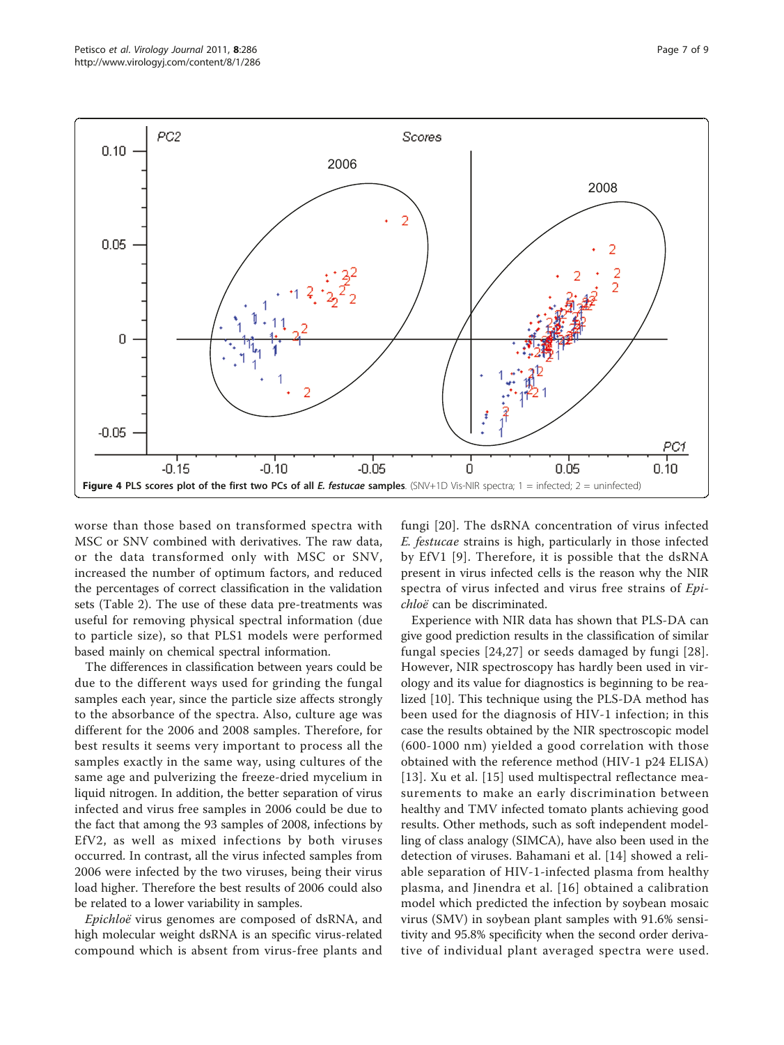**Figure 4 PLS scores plot of the first two PCs of all *E. festucae* samples.** (SNV+1D Vis-NIR spectra; 1 = infected; 2 = uninfected)

worse than those based on transformed spectra with MSC or SNV combined with derivatives. The raw data, or the data transformed only with MSC or SNV, increased the number of optimum factors, and reduced the percentages of correct classification in the validation sets (Table 2). The use of these data pre-treatments was useful for removing physical spectral information (due to particle size), so that PLS1 models were performed based mainly on chemical spectral information.

The differences in classification between years could be due to the different ways used for grinding the fungal samples each year, since the particle size affects strongly to the absorbance of the spectra. Also, culture age was different for the 2006 and 2008 samples. Therefore, for best results it seems very important to process all the samples exactly in the same way, using cultures of the same age and pulverizing the freeze-dried mycelium in liquid nitrogen. In addition, the better separation of virus infected and virus free samples in 2006 could be due to the fact that among the 93 samples of 2008, infections by EfV2, as well as mixed infections by both viruses occurred. In contrast, all the virus infected samples from 2006 were infected by the two viruses, being their virus load higher. Therefore the best results of 2006 could also be related to a lower variability in samples.

*Epichloë* virus genomes are composed of dsRNA, and high molecular weight dsRNA is an specific virus-related compound which is absent from virus-free plants and fungi [20]. The dsRNA concentration of virus infected *E. festucae* strains is high, particularly in those infected by EfV1 [9]. Therefore, it is possible that the dsRNA present in virus infected cells is the reason why the NIR spectra of virus infected and virus free strains of *Epichloë* can be discriminated.

Experience with NIR data has shown that PLS-DA can give good prediction results in the classification of similar fungal species [24,27] or seeds damaged by fungi [28]. However, NIR spectroscopy has hardly been used in virology and its value for diagnostics is beginning to be realized [10]. This technique using the PLS-DA method has been used for the diagnosis of HIV-1 infection; in this case the results obtained by the NIR spectroscopic model (600-1000 nm) yielded a good correlation with those obtained with the reference method (HIV-1 p24 ELISA) [13]. Xu et al. [15] used multispectral reflectance measurements to make an early discrimination between healthy and TMV infected tomato plants achieving good results. Other methods, such as soft independent modelling of class analogy (SIMCA), have also been used in the detection of viruses. Bahamani et al. [14] showed a reliable separation of HIV-1-infected plasma from healthy plasma, and Jinendra et al. [16] obtained a calibration model which predicted the infection by soybean mosaic virus (SMV) in soybean plant samples with 91.6% sensitivity and 95.8% specificity when the second order derivative of individual plant averaged spectra were used.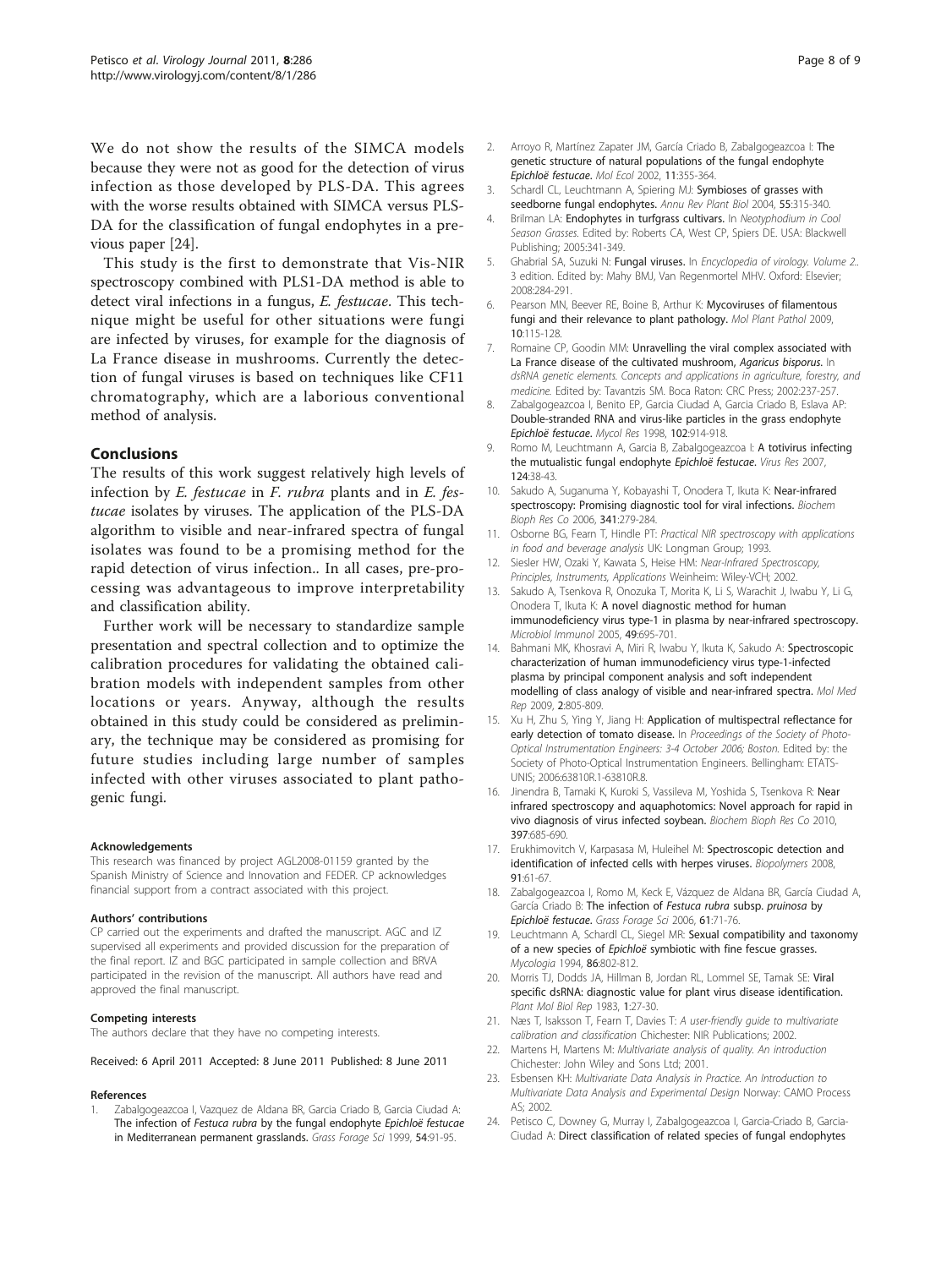We do not show the results of the SIMCA models because they were not as good for the detection of virus infection as those developed by PLS-DA. This agrees with the worse results obtained with SIMCA versus PLS-DA for the classification of fungal endophytes in a previous paper [24].

This study is the first to demonstrate that Vis-NIR spectroscopy combined with PLS1-DA method is able to detect viral infections in a fungus, *E. festucae*. This technique might be useful for other situations were fungi are infected by viruses, for example for the diagnosis of La France disease in mushrooms. Currently the detection of fungal viruses is based on techniques like CF11 chromatography, which are a laborious conventional method of analysis.

## Conclusions

The results of this work suggest relatively high levels of infection by *E. festucae* in *F. rubra* plants and in *E. festucae* isolates by viruses. The application of the PLS-DA algorithm to visible and near-infrared spectra of fungal isolates was found to be a promising method for the rapid detection of virus infection.. In all cases, pre-processing was advantageous to improve interpretability and classification ability.

Further work will be necessary to standardize sample presentation and spectral collection and to optimize the calibration procedures for validating the obtained calibration models with independent samples from other locations or years. Anyway, although the results obtained in this study could be considered as preliminary, the technique may be considered as promising for future studies including large number of samples infected with other viruses associated to plant pathogenic fungi.

#### Acknowledgements

This research was financed by project AGL2008-01159 granted by the Spanish Ministry of Science and Innovation and FEDER. CP acknowledges financial support from a contract associated with this project.

#### Authors' contributions

CP carried out the experiments and drafted the manuscript. AGC and IZ supervised all experiments and provided discussion for the preparation of the final report. IZ and BGC participated in sample collection and BRVA participated in the revision of the manuscript. All authors have read and approved the final manuscript.

#### Competing interests

The authors declare that they have no competing interests.

Received: 6 April 2011 Accepted: 8 June 2011 Published: 8 June 2011

#### References

1. Zabalgogeazcoa I, Vazquez de Aldana BR, Garcia Criado B, Garcia Ciudad A: **The infection of *Festuca rubra* by the fungal endophyte *Epichloë festucae* in Mediterranean permanent grasslands.** *Grass Forage Sci* 1999, **54**:91-95.
2. Arroyo R, Martínez Zapater JM, García Criado B, Zabalgogeazcoa I: **The genetic structure of natural populations of the fungal endophyte *Epichloë festucae*.** *Mol Ecol* 2002, **11**:355-364.
3. Schardl CL, Leuchtmann A, Spiering MJ: **Symbioses of grasses with seedborne fungal endophytes.** *Annu Rev Plant Biol* 2004, **55**:315-340.
4. Brilman LA: **Endophytes in turfgrass cultivars.** In *Neotyphodium in Cool Season Grasses.* Edited by: Roberts CA, West CP, Spiers DE. USA: Blackwell Publishing; 2005:341-349.
5. Ghabrial SA, Suzuki N: **Fungal viruses.** In *Encyclopedia of virology. Volume 2..* 3 edition. Edited by: Mahy BMJ, Van Regenmortel MHV. Oxford: Elsevier; 2008:284-291.
6. Pearson MN, Beever RE, Boine B, Arthur K: **Mycoviruses of filamentous fungi and their relevance to plant pathology.** *Mol Plant Pathol* 2009, **10**:115-128.
7. Romaine CP, Goodin MM: **Unravelling the viral complex associated with La France disease of the cultivated mushroom, *Agaricus bisporus*.** In *dsRNA genetic elements. Concepts and applications in agriculture, forestry, and medicine.* Edited by: Tavantzis SM. Boca Raton: CRC Press; 2002:237-257.
8. Zabalgogeazcoa I, Benito EP, Garcia Ciudad A, Garcia Criado B, Eslava AP: **Double-stranded RNA and virus-like particles in the grass endophyte *Epichloë festucae*.** *Mycol Res* 1998, **102**:914-918.
9. Romo M, Leuchtmann A, Garcia B, Zabalgogeazcoa I: **A totivirus infecting the mutualistic fungal endophyte *Epichloë festucae*.** *Virus Res* 2007, **124**:38-43.
10. Sakudo A, Suganuma Y, Kobayashi T, Onodera T, Ikuta K: **Near-infrared spectroscopy: Promising diagnostic tool for viral infections.** *Biochem Bioph Res Co* 2006, **341**:279-284.
11. Osborne BG, Fearn T, Hindle PT: *Practical NIR spectroscopy with applications in food and beverage analysis* UK: Longman Group; 1993.
12. Siesler HW, Ozaki Y, Kawata S, Heise HM: *Near-Infrared Spectroscopy, Principles, Instruments, Applications* Weinheim: Wiley-VCH; 2002.
13. Sakudo A, Tsenkova R, Onozuka T, Morita K, Li S, Warachit J, Iwabu Y, Li G, Onodera T, Ikuta K: **A novel diagnostic method for human immunodeficiency virus type-1 in plasma by near-infrared spectroscopy.** *Microbiol Immunol* 2005, **49**:695-701.
14. Bahmani MK, Khosravi A, Miri R, Iwabu Y, Ikuta K, Sakudo A: **Spectroscopic characterization of human immunodeficiency virus type-1-infected plasma by principal component analysis and soft independent modelling of class analogy of visible and near-infrared spectra.** *Mol Med Rep* 2009, **2**:805-809.
15. Xu H, Zhu S, Ying Y, Jiang H: **Application of multispectral reflectance for early detection of tomato disease.** In *Proceedings of the Society of Photo-Optical Instrumentation Engineers: 3-4 October 2006; Boston.* Edited by: the Society of Photo-Optical Instrumentation Engineers. Bellingham: ETATS-UNIS; 2006:63810R.1-63810R.8.
16. Jinendra B, Tamaki K, Kuroki S, Vassileva M, Yoshida S, Tsenkova R: **Near infrared spectroscopy and aquaphotomics: Novel approach for rapid in vivo diagnosis of virus infected soybean.** *Biochem Bioph Res Co* 2010, **397**:685-690.
17. Erukhimovitch V, Karpasasa M, Huleihel M: **Spectroscopic detection and identification of infected cells with herpes viruses.** *Biopolymers* 2008, **91**:61-67.
18. Zabalgogeazcoa I, Romo M, Keck E, Vázquez de Aldana BR, García Ciudad A, García Criado B: **The infection of *Festuca rubra* subsp. *pruinosa* by *Epichloë festucae*.** *Grass Forage Sci* 2006, **61**:71-76.
19. Leuchtmann A, Schardl CL, Siegel MR: **Sexual compatibility and taxonomy of a new species of *Epichloë* symbiotic with fine fescue grasses.** *Mycologia* 1994, **86**:802-812.
20. Morris TJ, Dodds JA, Hillman B, Jordan RL, Lommel SE, Tamak SE: **Viral specific dsRNA: diagnostic value for plant virus disease identification.** *Plant Mol Biol Rep* 1983, **1**:27-30.
21. Næs T, Isaksson T, Fearn T, Davies T: *A user-friendly guide to multivariate calibration and classification* Chichester: NIR Publications; 2002.
22. Martens H, Martens M: *Multivariate analysis of quality. An introduction* Chichester: John Wiley and Sons Ltd; 2001.
23. Esbensen KH: *Multivariate Data Analysis in Practice. An Introduction to Multivariate Data Analysis and Experimental Design* Norway: CAMO Process AS; 2002.
24. Petisco C, Downey G, Murray I, Zabalgogeazcoa I, Garcia-Criado B, Garcia-Ciudad A: **Direct classification of related species of fungal endophytes**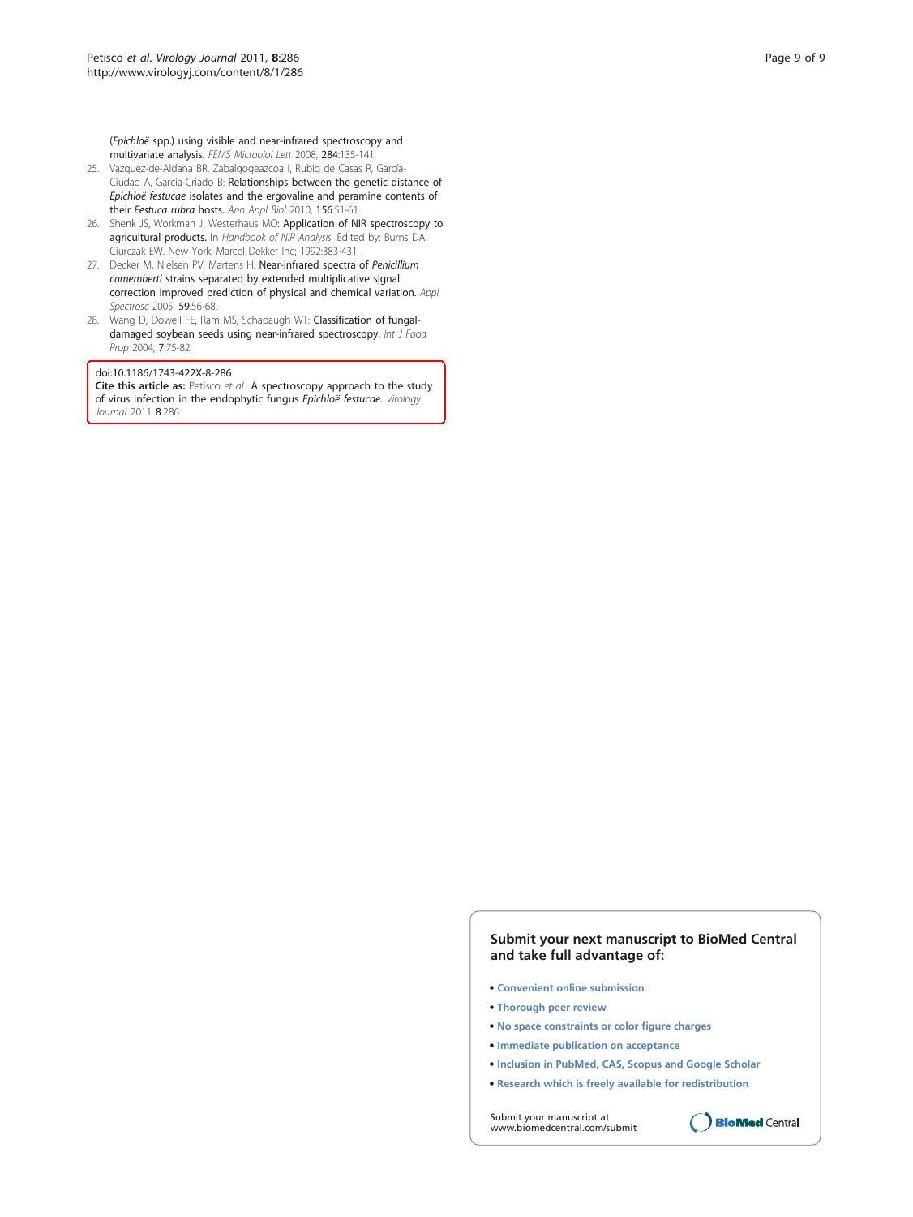(*Epichloë* spp.) using visible and near-infrared spectroscopy and multivariate analysis. *FEMS Microbiol Lett* 2008, **284**:135-141.

25. Vazquez-de-Aldana BR, Zabalgogeazcoa I, Rubio de Casas R, García-Ciudad A, García-Criado B: **Relationships between the genetic distance of *Epichloë festucae* isolates and the ergovaline and peramine contents of their *Festuca rubra* hosts.** *Ann Appl Biol* 2010, **156**:51-61.
26. Shenk JS, Workman J, Westerhaus MO: **Application of NIR spectroscopy to agricultural products.** In *Handbook of NIR Analysis.* Edited by: Burns DA, Ciurczak EW. New York: Marcel Dekker Inc; 1992:383-431.
27. Decker M, Nielsen PV, Martens H: **Near-infrared spectra of *Penicillium camemberti* strains separated by extended multiplicative signal correction improved prediction of physical and chemical variation.** *Appl Spectrosc* 2005, **59**:56-68.
28. Wang D, Dowell FE, Ram MS, Schapaugh WT: **Classification of fungal-damaged soybean seeds using near-infrared spectroscopy.** *Int J Food Prop* 2004, **7**:75-82.

doi:10.1186/1743-422X-8-286
**Cite this article as:** Petisco *et al.*: A spectroscopy approach to the study of virus infection in the endophytic fungus *Epichloë festucae*. *Virology Journal* 2011 **8**:286.

**Submit your next manuscript to BioMed Central and take full advantage of:**

- Convenient online submission
- Thorough peer review
- No space constraints or color figure charges
- Immediate publication on acceptance
- Inclusion in PubMed, CAS, Scopus and Google Scholar
- Research which is freely available for redistribution

Submit your manuscript at
www.biomedcentral.com/submit

BioMed Central